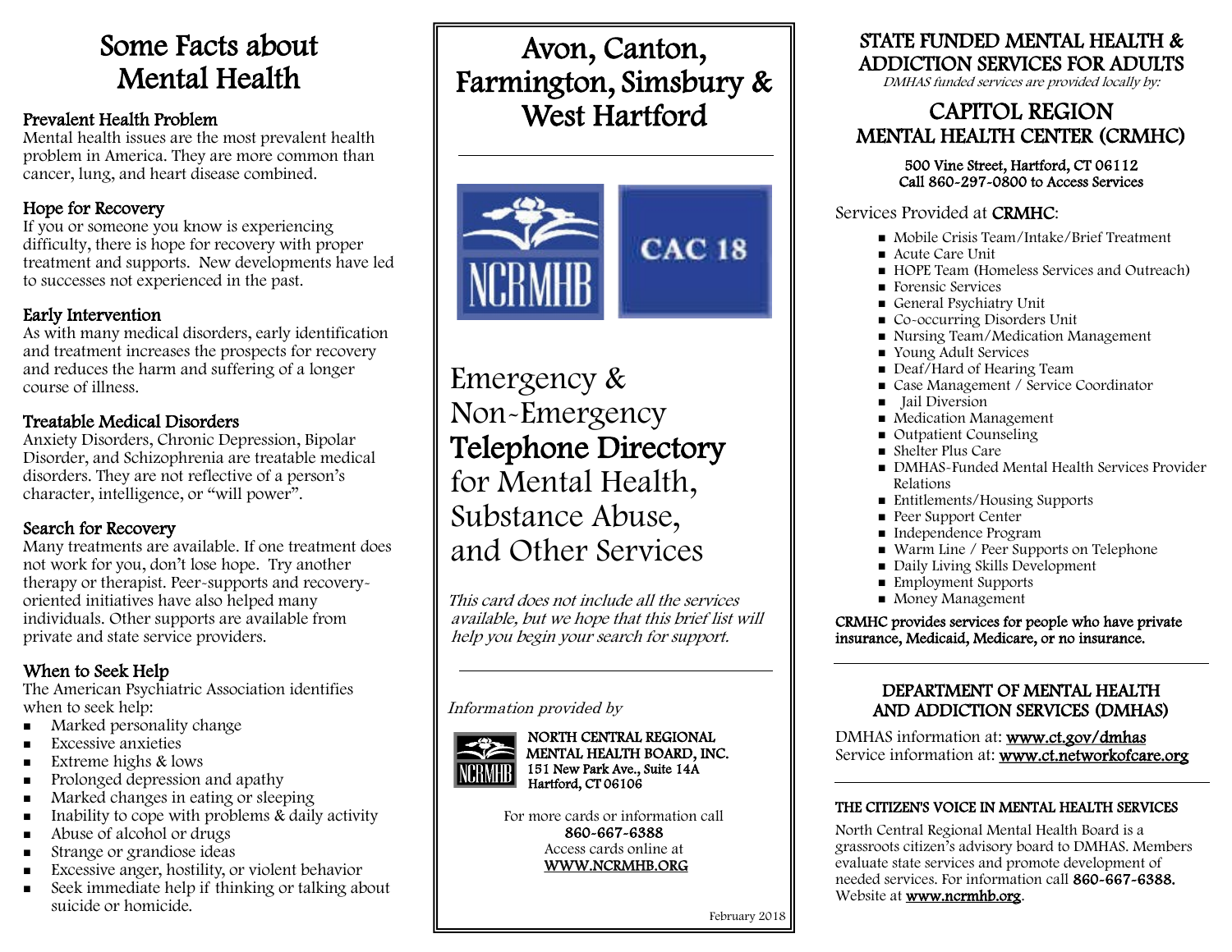# Some Facts about Mental Health

### Prevalent Health Problem

Mental health issues are the most prevalent health problem in America. They are more common than cancer, lung, and heart disease combined.

### Hope for Recovery

If you or someone you know is experiencing difficulty, there is hope for recovery with proper treatment and supports. New developments have led to successes not experienced in the past.

### Early Intervention

As with many medical disorders, early identification and treatment increases the prospects for recovery and reduces the harm and suffering of a longer course of illness.

### Treatable Medical Disorders

Anxiety Disorders, Chronic Depression, Bipolar Disorder, and Schizophrenia are treatable medical disorders. They are not reflective of a person's character, intelligence, or "will power".

### Search for Recovery

Many treatments are available. If one treatment does not work for you, don't lose hope. Try another therapy or therapist. Peer-supports and recovery-oriented initiatives have also helped many individuals. Other supports are available from private and state service providers.

### When to Seek Help

The American Psychiatric Association identifies when to seek help:

- Marked personality change
- Excessive anxieties
- Extreme highs & lows
- Prolonged depression and apathy
- Marked changes in eating or sleeping
- Inability to cope with problems & daily activity
- Abuse of alcohol or drugs
- Strange or grandiose ideas
- Excessive anger, hostility, or violent behavior
- Seek immediate help if thinking or talking about suicide or homicide.

# Avon, Canton, Farmington, Simsbury & West Hartford

NCRMHB

CAC 18

## Emergency & Non-Emergency **Telephone Directory** for Mental Health, Substance Abuse, and Other Services

*This card does not include all the services available, but we hope that this brief list will help you begin your search for support.*

*Information provided by*

**NORTH CENTRAL REGIONAL MENTAL HEALTH BOARD, INC.**
**151 New Park Ave., Suite 14A**
**Hartford, CT 06106**

For more cards or information call
**860-667-6388**
Access cards online at
**WWW.NCRMHB.ORG**

February 2018

## STATE FUNDED MENTAL HEALTH & ADDICTION SERVICES FOR ADULTS

*DMHAS funded services are provided locally by:*

## CAPITOL REGION MENTAL HEALTH CENTER (CRMHC)

**500 Vine Street, Hartford, CT 06112**
**Call 860-297-0800 to Access Services**

Services Provided at **CRMHC**:

- Mobile Crisis Team/Intake/Brief Treatment
- Acute Care Unit
- HOPE Team (Homeless Services and Outreach)
- Forensic Services
- General Psychiatry Unit
- Co-occurring Disorders Unit
- Nursing Team/Medication Management
- Young Adult Services
- Deaf/Hard of Hearing Team
- Case Management / Service Coordinator
- Jail Diversion
- Medication Management
- Outpatient Counseling
- Shelter Plus Care
- DMHAS-Funded Mental Health Services Provider Relations
- Entitlements/Housing Supports
- Peer Support Center
- Independence Program
- Warm Line / Peer Supports on Telephone
- Daily Living Skills Development
- Employment Supports
- Money Management

**CRMHC provides services for people who have private insurance, Medicaid, Medicare, or no insurance.**

## DEPARTMENT OF MENTAL HEALTH AND ADDICTION SERVICES (DMHAS)

DMHAS information at: **www.ct.gov/dmhas**
Service information at: **www.ct.networkofcare.org**

### THE CITIZEN'S VOICE IN MENTAL HEALTH SERVICES

North Central Regional Mental Health Board is a grassroots citizen's advisory board to DMHAS. Members evaluate state services and promote development of needed services. For information call **860-667-6388.** Website at **www.ncrmhb.org**.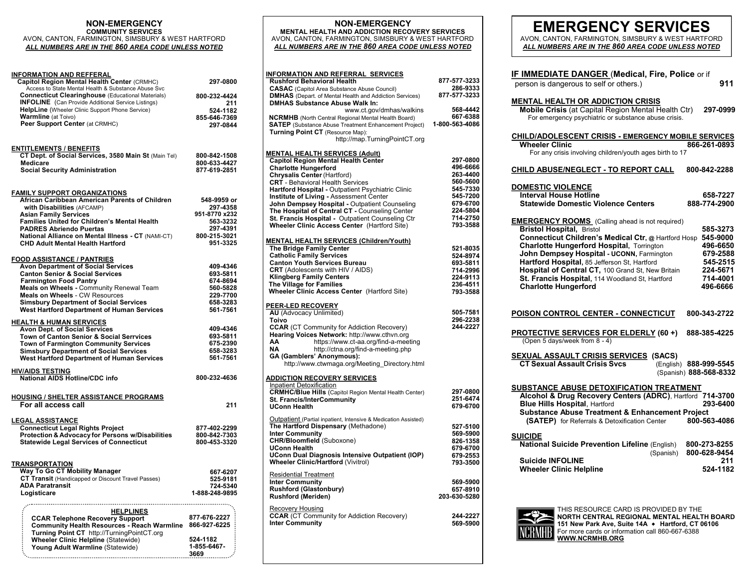# NON-EMERGENCY

**COMMUNITY SERVICES**

AVON, CANTON, FARMINGTON, SIMSBURY & WEST HARTFORD

***ALL NUMBERS ARE IN THE 860 AREA CODE UNLESS NOTED***

## INFORMATION AND REFFERAL

| | |
|---|---|
| **Capitol Region Mental Health Center** (CRMHC) Access to State Mental Health & Substance Abuse Svc | 297-0800 |
| **Connecticut Clearinghouse** (Educational Materials) | 800-232-4424 |
| **INFOLINE** (Can Provide Additional Service Listings) | 211 |
| **HelpLine** (Wheeler Clinic Support Phone Service) | 524-1182 |
| **Warmline** (at Toivo) | 855-646-7369 |
| **Peer Support Center** (at CRMHC) | 297-0844 |

## ENTITLEMENTS / BENEFITS

| | |
|---|---|
| **CT Dept. of Social Services, 3580 Main St** (Main Tel) | 800-842-1508 |
| **Medicare** | 800-633-4427 |
| **Social Security Administration** | 877-619-2851 |

## FAMILY SUPPORT ORGANIZATIONS

| | |
|---|---|
| **African Caribbean American Parents of Children with Disabilities** (AFCAMP) | 548-9959 or 297-4358 |
| **Asian Family Services** | 951-8770 x232 |
| **Families United for Children's Mental Health** | 563-3232 |
| **PADRES Abriendo Puertas** | 297-4391 |
| **National Alliance on Mental Illness - CT** (NAMI-CT) | 800-215-3021 |
| **CHD Adult Mental Health Hartford** | 951-3325 |

## FOOD ASSISTANCE / PANTRIES

| | |
|---|---|
| **Avon Department of Social Services** | 409-4346 |
| **Canton Senior & Social Services** | 693-5811 |
| **Farmington Food Pantry** | 674-8694 |
| **Meals on Wheels -** Community Renewal Team | 560-5828 |
| **Meals on Wheels** - CW Resources | 229-7700 |
| **Simsbury Department of Social Services** | 658-3283 |
| **West Hartford Department of Human Services** | 561-7561 |

## HEALTH & HUMAN SERVICES

| | |
|---|---|
| **Avon Dept. of Social Services** | 409-4346 |
| **Town of Canton Senior & Social Serrvices** | 693-5811 |
| **Town of Farmington Community Services** | 675-2390 |
| **Simsbury Department of Social Services** | 658-3283 |
| **West Hartford Department of Human Services** | 561-7561 |

## HIV/AIDS TESTING

| | |
|---|---|
| **National AIDS Hotline/CDC info** | 800-232-4636 |

## HOUSING / SHELTER ASSISTANCE PROGRAMS

| | |
|---|---|
| **For all access call** | 211 |

## LEGAL ASSISTANCE

| | |
|---|---|
| **Connecticut Legal Rights Project** | 877-402-2299 |
| **Protection & Advocacy for Persons w/Disabilities** | 800-842-7303 |
| **Statewide Legal Services of Connecticut** | 800-453-3320 |

## TRANSPORTATION

| | |
|---|---|
| **Way To Go CT Mobility Manager** | 667-6207 |
| **CT Transit** (Handicapped or Discount Travel Passes) | 525-9181 |
| **ADA Paratransit** | 724-5340 |
| **Logisticare** | 1-888-248-9895 |

## HELPLINES

| | |
|---|---|
| **CCAR Telephone Recovery Support** | 877-676-2227 |
| **Community Health Resources - Reach Warmline** | 866-927-6225 |
| **Turning Point CT** http://TurningPointCT.org | |
| **Wheeler Clinic Helpline** (Statewide) | 524-1182 |
| **Young Adult Warmline** (Statewide) | 1-855-6467-3669 |

# NON-EMERGENCY

**MENTAL HEALTH AND ADDICTION RECOVERY SERVICES**

AVON, CANTON, FARMINGTON, SIMSBURY & WEST HARTFORD

***ALL NUMBERS ARE IN THE 860 AREA CODE UNLESS NOTED***

## INFORMATION AND REFERRAL SERVICES

| | |
|---|---|
| **Rushford Behavioral Health** | 877-577-3233 |
| **CASAC** (Capitol Area Substance Abuse Council) | 286-9333 |
| **DMHAS** (Depart. of Mental Health and Addiction Services) | 877-577-3233 |
| **DMHAS Substance Abuse Walk In:** www.ct.gov/dmhas/walkins | 568-4442 |
| **NCRMHB** (North Central Regional Mental Health Board) | 667-6388 |
| **SATEP** (Substance Abuse Treatment Enhancement Project) | 1-800-563-4086 |
| **Turning Point CT** (Resource Map): http://map.TurningPointCT.org | |

## MENTAL HEALTH SERVICES (Adult)

| | |
|---|---|
| **Capitol Region Mental Health Center** | 297-0800 |
| **Charlotte Hungerford** | 496-6666 |
| **Chrysalis Center** (Hartford) | 263-4400 |
| **CRT** - Behavioral Health Services | 560-5600 |
| **Hartford Hospital -** Outpatient Psychiatric Clinic | 545-7330 |
| **Institute of Living -** Assessment Center | 545-7200 |
| **John Dempsey Hospital -** Outpatient Counseling | 679-6700 |
| **The Hospital of Central CT -** Counseling Center | 224-5804 |
| **St. Francis Hospital -** Outpatient Counseling Ctr | 714-2750 |
| **Wheeler Clinic Access Center** (Hartford Site) | 793-3588 |

## MENTAL HEALTH SERVICES (Children/Youth)

| | |
|---|---|
| **The Bridge Family Center** | 521-8035 |
| **Catholic Family Services** | 524-8974 |
| **Canton Youth Services Bureau** | 693-5811 |
| **CRT** (Adolescents with HIV / AIDS) | 714-2996 |
| **Klingberg Family Centers** | 224-9113 |
| **The Village for Families** | 236-4511 |
| **Wheeler Clinic Access Center** (Hartford Site) | 793-3588 |

## PEER-LED RECOVERY

| | |
|---|---|
| **AU** (Advocacy Unlimited) | 505-7581 |
| **Toivo** | 296-2238 |
| **CCAR** (CT Community for Addiction Recovery) | 244-2227 |
| **Hearing Voices Network:** http://www.cthvn.org | |
| **AA** https://www.ct-aa.org/find-a-meeting | |
| **NA** http://ctna.org/find-a-meeting.php | |
| **GA (Gamblers' Anonymous):** http://www.ctwmaga.org/Meeting_Directory.html | |

## ADDICTION RECOVERY SERVICES

Inpatient Detoxification

| | |
|---|---|
| **CRMHC/Blue Hills** (Capitol Region Mental Health Center) | 297-0800 |
| **St. Francis/InterCommunity** | 251-6474 |
| **UConn Health** | 679-6700 |

Outpatient (Partial inpatient, Intensive & Medication Assisted)

| | |
|---|---|
| **The Hartford Dispensary** (Methadone) | 527-5100 |
| **Inter Community** | 569-5900 |
| **CHR/Bloomfield** (Suboxone) | 826-1358 |
| **UConn Health** | 679-6700 |
| **UConn Dual Diagnosis Intensive Outpatient (IOP)** | 679-2553 |
| **Wheeler Clinic/Hartford** (Vivitrol) | 793-3500 |

Residential Treatment

| | |
|---|---|
| **Inter Community** | 569-5900 |
| **Rushford (Glastonbury)** | 657-8910 |
| **Rushford (Meriden)** | 203-630-5280 |

Recovery Housing

| | |
|---|---|
| **CCAR** (CT Community for Addiction Recovery) | 244-2227 |
| **Inter Community** | 569-5900 |

# EMERGENCY SERVICES

AVON, CANTON, FARMINGTON, SIMSBURY & WEST HARTFORD

***ALL NUMBERS ARE IN THE 860 AREA CODE UNLESS NOTED***

## IF IMMEDIATE DANGER (Medical, Fire, Police or if person is dangerous to self or others.) — 911

## MENTAL HEALTH OR ADDICTION CRISIS

**Mobile Crisis** (at Capital Region Mental Health Ctr) — **297-0999**

For emergency psychiatric or substance abuse crisis.

## CHILD/ADOLESCENT CRISIS - EMERGENCY MOBILE SERVICES

**Wheeler Clinic** — **866-261-0893**

For any crisis involving children/youth ages birth to 17

## CHILD ABUSE/NEGLECT - TO REPORT CALL — 800-842-2288

## DOMESTIC VIOLENCE

| | |
|---|---|
| **Interval House Hotline** | 658-7227 |
| **Statewide Domestic Violence Centers** | 888-774-2900 |

## EMERGENCY ROOMS (Calling ahead is not required)

| | |
|---|---|
| **Bristol Hospital,** Bristol | 585-3273 |
| **Connecticut Children's Medical Ctr, @** Hartford Hosp | 545-9000 |
| **Charlotte Hungerford Hospital,** Torrington | 496-6650 |
| **John Dempsey Hospital - UCONN,** Farmington | 679-2588 |
| **Hartford Hospital,** 85 Jefferson St, Hartford | 545-2515 |
| **Hospital of Central CT,** 100 Grand St, New Britain | 224-5671 |
| **St. Francis Hospital,** 114 Woodland St, Hartford | 714-4001 |
| **Charlotte Hungerford** | 496-6666 |

## POISON CONTROL CENTER - CONNECTICUT — 800-343-2722

## PROTECTIVE SERVICES FOR ELDERLY (60 +) — 888-385-4225

(Open 5 days/week from 8 - 4)

## SEXUAL ASSAULT CRISIS SERVICES (SACS)

| | |
|---|---|
| **CT Sexual Assault Crisis Svcs** (English) | **888-999-5545** |
| (Spanish) | **888-568-8332** |

## SUBSTANCE ABUSE DETOXIFICATION TREATMENT

| | |
|---|---|
| **Alcohol & Drug Recovery Centers (ADRC)**, Hartford | 714-3700 |
| **Blue Hills Hospital**, Hartford | 293-6400 |
| **Substance Abuse Treatment & Enhancement Project (SATEP)** for Referrals & Detoxification Center | 800-563-4086 |

## SUICIDE

| | |
|---|---|
| **National Suicide Prevention Lifeline** (English) | 800-273-8255 |
| (Spanish) | 800-628-9454 |
| **Suicide INFOLINE** | 211 |
| **Wheeler Clinic Helpline** | 524-1182 |

NCRMHB

THIS RESOURCE CARD IS PROVIDED BY THE **NORTH CENTRAL REGIONAL MENTAL HEALTH BOARD**
**151 New Park Ave, Suite 14A ◆ Hartford, CT 06106**
For more cards or information call 860-667-6388
**WWW.NCRMHB.ORG**